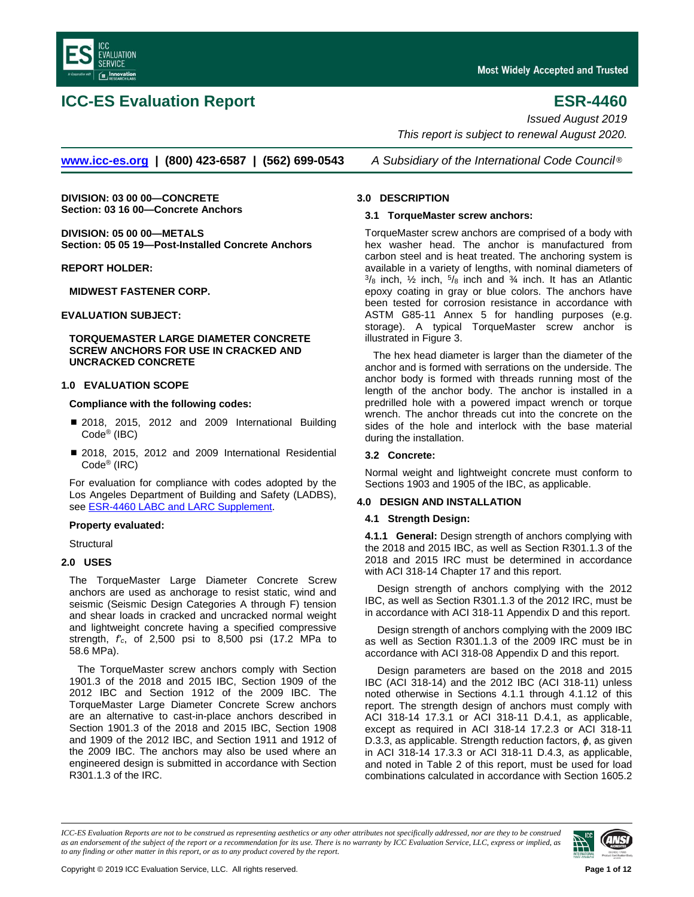# ICC-ES Evaluation Report

# ESR-4460

*Issued August 2019*

*This report is subject to renewal August 2020.*

www.icc-es.org | (800) 423-6587 | (562) 699-0543 *A Subsidiary of the International Code Council®*

**DIVISION: 03 00 00—CONCRETE**
**Section: 03 16 00—Concrete Anchors**

**DIVISION: 05 00 00—METALS**
**Section: 05 05 19—Post-Installed Concrete Anchors**

**REPORT HOLDER:**

**MIDWEST FASTENER CORP.**

**EVALUATION SUBJECT:**

**TORQUEMASTER LARGE DIAMETER CONCRETE SCREW ANCHORS FOR USE IN CRACKED AND UNCRACKED CONCRETE**

## 1.0 EVALUATION SCOPE

**Compliance with the following codes:**

- 2018, 2015, 2012 and 2009 International Building Code® (IBC)
- 2018, 2015, 2012 and 2009 International Residential Code® (IRC)

For evaluation for compliance with codes adopted by the Los Angeles Department of Building and Safety (LADBS), see ESR-4460 LABC and LARC Supplement.

**Property evaluated:**

Structural

## 2.0 USES

The TorqueMaster Large Diameter Concrete Screw anchors are used as anchorage to resist static, wind and seismic (Seismic Design Categories A through F) tension and shear loads in cracked and uncracked normal weight and lightweight concrete having a specified compressive strength, $f'_c$, of 2,500 psi to 8,500 psi (17.2 MPa to 58.6 MPa).

The TorqueMaster screw anchors comply with Section 1901.3 of the 2018 and 2015 IBC, Section 1909 of the 2012 IBC and Section 1912 of the 2009 IBC. The TorqueMaster Large Diameter Concrete Screw anchors are an alternative to cast-in-place anchors described in Section 1901.3 of the 2018 and 2015 IBC, Section 1908 and 1909 of the 2012 IBC, and Section 1911 and 1912 of the 2009 IBC. The anchors may also be used where an engineered design is submitted in accordance with Section R301.1.3 of the IRC.

## 3.0 DESCRIPTION

### 3.1 TorqueMaster screw anchors:

TorqueMaster screw anchors are comprised of a body with hex washer head. The anchor is manufactured from carbon steel and is heat treated. The anchoring system is available in a variety of lengths, with nominal diameters of $^3/_8$ inch, ½ inch, $^5/_8$ inch and ¾ inch. It has an Atlantic epoxy coating in gray or blue colors. The anchors have been tested for corrosion resistance in accordance with ASTM G85-11 Annex 5 for handling purposes (e.g. storage). A typical TorqueMaster screw anchor is illustrated in Figure 3.

The hex head diameter is larger than the diameter of the anchor and is formed with serrations on the underside. The anchor body is formed with threads running most of the length of the anchor body. The anchor is installed in a predrilled hole with a powered impact wrench or torque wrench. The anchor threads cut into the concrete on the sides of the hole and interlock with the base material during the installation.

### 3.2 Concrete:

Normal weight and lightweight concrete must conform to Sections 1903 and 1905 of the IBC, as applicable.

## 4.0 DESIGN AND INSTALLATION

### 4.1 Strength Design:

**4.1.1 General:** Design strength of anchors complying with the 2018 and 2015 IBC, as well as Section R301.1.3 of the 2018 and 2015 IRC must be determined in accordance with ACI 318-14 Chapter 17 and this report.

Design strength of anchors complying with the 2012 IBC, as well as Section R301.1.3 of the 2012 IRC, must be in accordance with ACI 318-11 Appendix D and this report.

Design strength of anchors complying with the 2009 IBC as well as Section R301.1.3 of the 2009 IRC must be in accordance with ACI 318-08 Appendix D and this report.

Design parameters are based on the 2018 and 2015 IBC (ACI 318-14) and the 2012 IBC (ACI 318-11) unless noted otherwise in Sections 4.1.1 through 4.1.12 of this report. The strength design of anchors must comply with ACI 318-14 17.3.1 or ACI 318-11 D.4.1, as applicable, except as required in ACI 318-14 17.2.3 or ACI 318-11 D.3.3, as applicable. Strength reduction factors, $\phi$, as given in ACI 318-14 17.3.3 or ACI 318-11 D.4.3, as applicable, and noted in Table 2 of this report, must be used for load combinations calculated in accordance with Section 1605.2

*ICC-ES Evaluation Reports are not to be construed as representing aesthetics or any other attributes not specifically addressed, nor are they to be construed as an endorsement of the subject of the report or a recommendation for its use. There is no warranty by ICC Evaluation Service, LLC, express or implied, as to any finding or other matter in this report, or as to any product covered by the report.*

Copyright © 2019 ICC Evaluation Service, LLC. All rights reserved.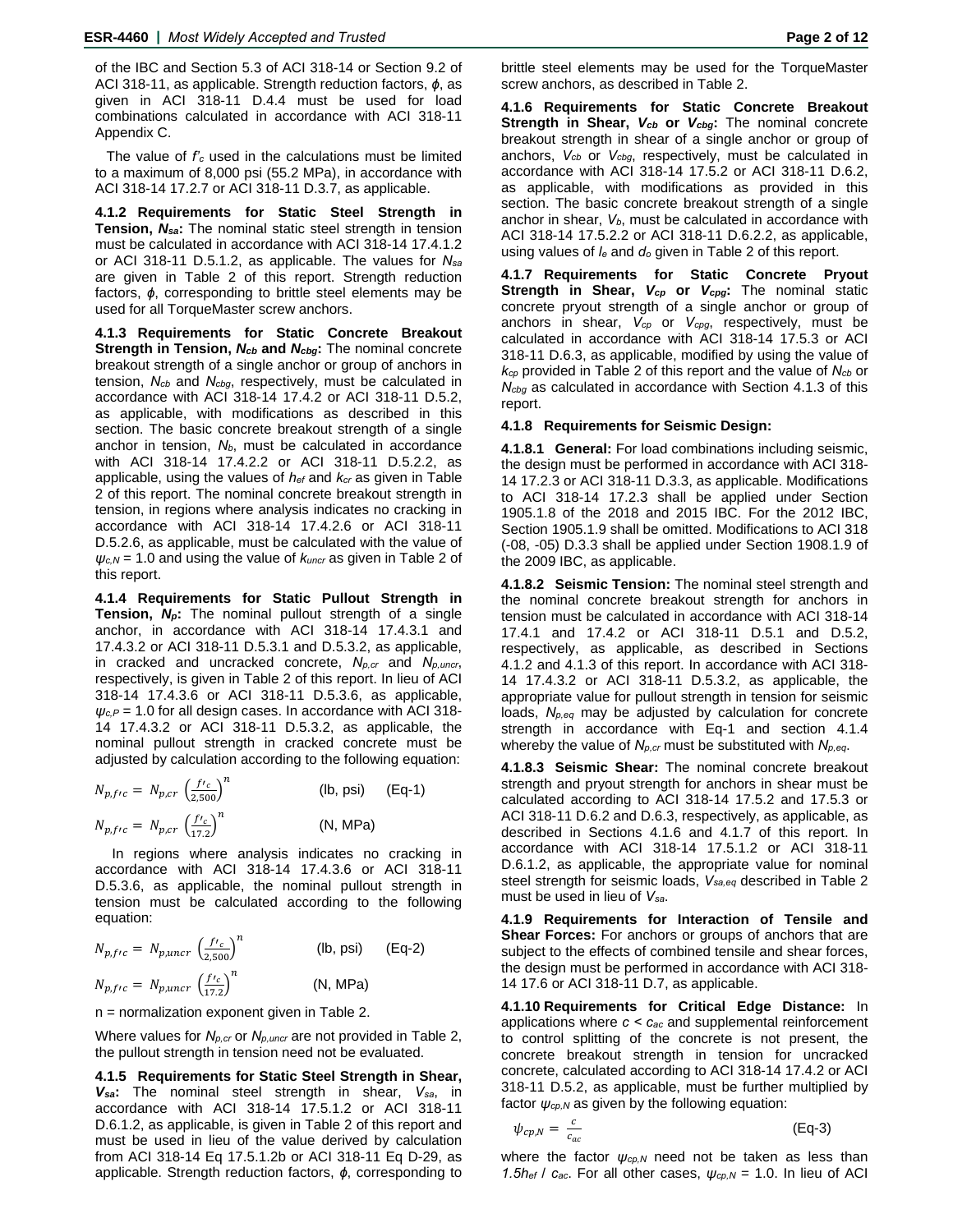of the IBC and Section 5.3 of ACI 318-14 or Section 9.2 of ACI 318-11, as applicable. Strength reduction factors, $\phi$, as given in ACI 318-11 D.4.4 must be used for load combinations calculated in accordance with ACI 318-11 Appendix C.

The value of $f'_c$ used in the calculations must be limited to a maximum of 8,000 psi (55.2 MPa), in accordance with ACI 318-14 17.2.7 or ACI 318-11 D.3.7, as applicable.

**4.1.2 Requirements for Static Steel Strength in Tension, $N_{sa}$:** The nominal static steel strength in tension must be calculated in accordance with ACI 318-14 17.4.1.2 or ACI 318-11 D.5.1.2, as applicable. The values for $N_{sa}$ are given in Table 2 of this report. Strength reduction factors, $\phi$, corresponding to brittle steel elements may be used for all TorqueMaster screw anchors.

**4.1.3 Requirements for Static Concrete Breakout Strength in Tension, $N_{cb}$ and $N_{cbg}$:** The nominal concrete breakout strength of a single anchor or group of anchors in tension, $N_{cb}$ and $N_{cbg}$, respectively, must be calculated in accordance with ACI 318-14 17.4.2 or ACI 318-11 D.5.2, as applicable, with modifications as described in this section. The basic concrete breakout strength of a single anchor in tension, $N_b$, must be calculated in accordance with ACI 318-14 17.4.2.2 or ACI 318-11 D.5.2.2, as applicable, using the values of $h_{ef}$ and $k_{cr}$ as given in Table 2 of this report. The nominal concrete breakout strength in tension, in regions where analysis indicates no cracking in accordance with ACI 318-14 17.4.2.6 or ACI 318-11 D.5.2.6, as applicable, must be calculated with the value of $\psi_{c,N}$ = 1.0 and using the value of $k_{uncr}$ as given in Table 2 of this report.

**4.1.4 Requirements for Static Pullout Strength in Tension, $N_p$:** The nominal pullout strength of a single anchor, in accordance with ACI 318-14 17.4.3.1 and 17.4.3.2 or ACI 318-11 D.5.3.1 and D.5.3.2, as applicable, in cracked and uncracked concrete, $N_{p,cr}$ and $N_{p,uncr}$, respectively, is given in Table 2 of this report. In lieu of ACI 318-14 17.4.3.6 or ACI 318-11 D.5.3.6, as applicable, $\psi_{c,P}$ = 1.0 for all design cases. In accordance with ACI 318-14 17.4.3.2 or ACI 318-11 D.5.3.2, as applicable, the nominal pullout strength in cracked concrete must be adjusted by calculation according to the following equation:

$$N_{p,f'c} = N_{p,cr}\left(\frac{f'_c}{2,500}\right)^n \qquad \text{(lb, psi)} \qquad \text{(Eq-1)}$$

$$N_{p,f'c} = N_{p,cr}\left(\frac{f'_c}{17.2}\right)^n \qquad \text{(N, MPa)}$$

In regions where analysis indicates no cracking in accordance with ACI 318-14 17.4.3.6 or ACI 318-11 D.5.3.6, as applicable, the nominal pullout strength in tension must be calculated according to the following equation:

$$N_{p,f'c} = N_{p,uncr}\left(\frac{f'_c}{2,500}\right)^n \qquad \text{(lb, psi)} \qquad \text{(Eq-2)}$$

$$N_{p,f'c} = N_{p,uncr}\left(\frac{f'_c}{17.2}\right)^n \qquad \text{(N, MPa)}$$

n = normalization exponent given in Table 2.

Where values for $N_{p,cr}$ or $N_{p,uncr}$ are not provided in Table 2, the pullout strength in tension need not be evaluated.

**4.1.5 Requirements for Static Steel Strength in Shear, $V_{sa}$:** The nominal steel strength in shear, $V_{sa}$, in accordance with ACI 318-14 17.5.1.2 or ACI 318-11 D.6.1.2, as applicable, is given in Table 2 of this report and must be used in lieu of the value derived by calculation from ACI 318-14 Eq 17.5.1.2b or ACI 318-11 Eq D-29, as applicable. Strength reduction factors, $\phi$, corresponding to brittle steel elements may be used for the TorqueMaster screw anchors, as described in Table 2.

**4.1.6 Requirements for Static Concrete Breakout Strength in Shear, $V_{cb}$ or $V_{cbg}$:** The nominal concrete breakout strength in shear of a single anchor or group of anchors, $V_{cb}$ or $V_{cbg}$, respectively, must be calculated in accordance with ACI 318-14 17.5.2 or ACI 318-11 D.6.2, as applicable, with modifications as provided in this section. The basic concrete breakout strength of a single anchor in shear, $V_b$, must be calculated in accordance with ACI 318-14 17.5.2.2 or ACI 318-11 D.6.2.2, as applicable, using values of $l_e$ and $d_o$ given in Table 2 of this report.

**4.1.7 Requirements for Static Concrete Pryout Strength in Shear, $V_{cp}$ or $V_{cpg}$:** The nominal static concrete pryout strength of a single anchor or group of anchors in shear, $V_{cp}$ or $V_{cpg}$, respectively, must be calculated in accordance with ACI 318-14 17.5.3 or ACI 318-11 D.6.3, as applicable, modified by using the value of $k_{cp}$ provided in Table 2 of this report and the value of $N_{cb}$ or $N_{cbg}$ as calculated in accordance with Section 4.1.3 of this report.

**4.1.8 Requirements for Seismic Design:**

**4.1.8.1 General:** For load combinations including seismic, the design must be performed in accordance with ACI 318-14 17.2.3 or ACI 318-11 D.3.3, as applicable. Modifications to ACI 318-14 17.2.3 shall be applied under Section 1905.1.8 of the 2018 and 2015 IBC. For the 2012 IBC, Section 1905.1.9 shall be omitted. Modifications to ACI 318 (-08, -05) D.3.3 shall be applied under Section 1908.1.9 of the 2009 IBC, as applicable.

**4.1.8.2 Seismic Tension:** The nominal steel strength and the nominal concrete breakout strength for anchors in tension must be calculated in accordance with ACI 318-14 17.4.1 and 17.4.2 or ACI 318-11 D.5.1 and D.5.2, respectively, as applicable, as described in Sections 4.1.2 and 4.1.3 of this report. In accordance with ACI 318-14 17.4.3.2 or ACI 318-11 D.5.3.2, as applicable, the appropriate value for pullout strength in tension for seismic loads, $N_{p,eq}$ may be adjusted by calculation for concrete strength in accordance with Eq-1 and section 4.1.4 whereby the value of $N_{p,cr}$ must be substituted with $N_{p,eq}$.

**4.1.8.3 Seismic Shear:** The nominal concrete breakout strength and pryout strength for anchors in shear must be calculated according to ACI 318-14 17.5.2 and 17.5.3 or ACI 318-11 D.6.2 and D.6.3, respectively, as applicable, as described in Sections 4.1.6 and 4.1.7 of this report. In accordance with ACI 318-14 17.5.1.2 or ACI 318-11 D.6.1.2, as applicable, the appropriate value for nominal steel strength for seismic loads, $V_{sa,eq}$ described in Table 2 must be used in lieu of $V_{sa}$.

**4.1.9 Requirements for Interaction of Tensile and Shear Forces:** For anchors or groups of anchors that are subject to the effects of combined tensile and shear forces, the design must be performed in accordance with ACI 318-14 17.6 or ACI 318-11 D.7, as applicable.

**4.1.10 Requirements for Critical Edge Distance:** In applications where $c < c_{ac}$ and supplemental reinforcement to control splitting of the concrete is not present, the concrete breakout strength in tension for uncracked concrete, calculated according to ACI 318-14 17.4.2 or ACI 318-11 D.5.2, as applicable, must be further multiplied by factor $\psi_{cp,N}$ as given by the following equation:

$$\psi_{cp,N} = \frac{c}{c_{ac}} \qquad \text{(Eq-3)}$$

where the factor $\psi_{cp,N}$ need not be taken as less than $1.5h_{ef} / c_{ac}$. For all other cases, $\psi_{cp,N}$ = 1.0. In lieu of ACI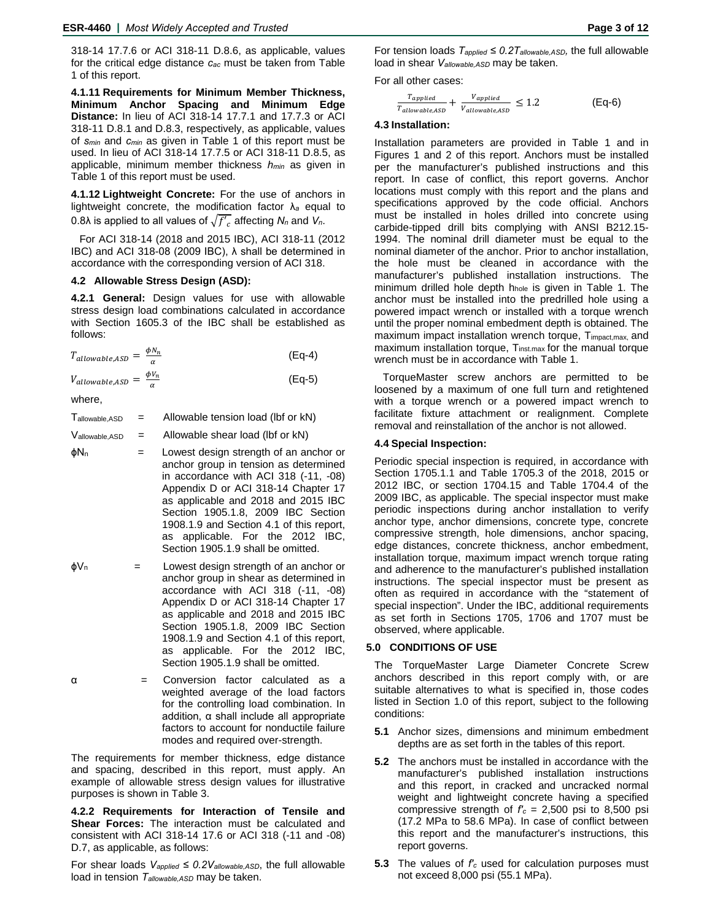318-14 17.7.6 or ACI 318-11 D.8.6, as applicable, values for the critical edge distance $c_{ac}$ must be taken from Table 1 of this report.

**4.1.11 Requirements for Minimum Member Thickness, Minimum Anchor Spacing and Minimum Edge Distance:** In lieu of ACI 318-14 17.7.1 and 17.7.3 or ACI 318-11 D.8.1 and D.8.3, respectively, as applicable, values of $s_{min}$ and $c_{min}$ as given in Table 1 of this report must be used. In lieu of ACI 318-14 17.7.5 or ACI 318-11 D.8.5, as applicable, minimum member thickness $h_{min}$ as given in Table 1 of this report must be used.

**4.1.12 Lightweight Concrete:** For the use of anchors in lightweight concrete, the modification factor $\lambda_a$ equal to 0.8λ is applied to all values of $\sqrt{f'_c}$ affecting $N_n$ and $V_n$.

For ACI 318-14 (2018 and 2015 IBC), ACI 318-11 (2012 IBC) and ACI 318-08 (2009 IBC), λ shall be determined in accordance with the corresponding version of ACI 318.

### 4.2 Allowable Stress Design (ASD):

**4.2.1 General:** Design values for use with allowable stress design load combinations calculated in accordance with Section 1605.3 of the IBC shall be established as follows:

$$T_{allowable,ASD} = \frac{\phi N_n}{\alpha} \qquad \text{(Eq-4)}$$

$$V_{allowable,ASD} = \frac{\phi V_n}{\alpha} \qquad \text{(Eq-5)}$$

where,

$T_{allowable,ASD}$ = Allowable tension load (lbf or kN)

$V_{allowable,ASD}$ = Allowable shear load (lbf or kN)

$\phi N_n$ = Lowest design strength of an anchor or anchor group in tension as determined in accordance with ACI 318 (-11, -08) Appendix D or ACI 318-14 Chapter 17 as applicable and 2018 and 2015 IBC Section 1905.1.8, 2009 IBC Section 1908.1.9 and Section 4.1 of this report, as applicable. For the 2012 IBC, Section 1905.1.9 shall be omitted.

$\phi V_n$ = Lowest design strength of an anchor or anchor group in shear as determined in accordance with ACI 318 (-11, -08) Appendix D or ACI 318-14 Chapter 17 as applicable and 2018 and 2015 IBC Section 1905.1.8, 2009 IBC Section 1908.1.9 and Section 4.1 of this report, as applicable. For the 2012 IBC, Section 1905.1.9 shall be omitted.

α = Conversion factor calculated as a weighted average of the load factors for the controlling load combination. In addition, α shall include all appropriate factors to account for nonductile failure modes and required over-strength.

The requirements for member thickness, edge distance and spacing, described in this report, must apply. An example of allowable stress design values for illustrative purposes is shown in Table 3.

**4.2.2 Requirements for Interaction of Tensile and Shear Forces:** The interaction must be calculated and consistent with ACI 318-14 17.6 or ACI 318 (-11 and -08) D.7, as applicable, as follows:

For shear loads $V_{applied} \leq 0.2V_{allowable,ASD}$, the full allowable load in tension $T_{allowable,ASD}$ may be taken.

For tension loads $T_{applied} \leq 0.2T_{allowable,ASD}$, the full allowable load in shear $V_{allowable,ASD}$ may be taken.

For all other cases:

$$\frac{T_{applied}}{T_{allowable,ASD}} + \frac{V_{applied}}{V_{allowable,ASD}} \leq 1.2 \qquad \text{(Eq-6)}$$

### 4.3 Installation:

Installation parameters are provided in Table 1 and in Figures 1 and 2 of this report. Anchors must be installed per the manufacturer's published instructions and this report. In case of conflict, this report governs. Anchor locations must comply with this report and the plans and specifications approved by the code official. Anchors must be installed in holes drilled into concrete using carbide-tipped drill bits complying with ANSI B212.15-1994. The nominal drill diameter must be equal to the nominal diameter of the anchor. Prior to anchor installation, the hole must be cleaned in accordance with the manufacturer's published installation instructions. The minimum drilled hole depth $h_{hole}$ is given in Table 1. The anchor must be installed into the predrilled hole using a powered impact wrench or installed with a torque wrench until the proper nominal embedment depth is obtained. The maximum impact installation wrench torque, $T_{impact,max}$, and maximum installation torque, $T_{inst,max}$ for the manual torque wrench must be in accordance with Table 1.

TorqueMaster screw anchors are permitted to be loosened by a maximum of one full turn and retightened with a torque wrench or a powered impact wrench to facilitate fixture attachment or realignment. Complete removal and reinstallation of the anchor is not allowed.

### 4.4 Special Inspection:

Periodic special inspection is required, in accordance with Section 1705.1.1 and Table 1705.3 of the 2018, 2015 or 2012 IBC, or section 1704.15 and Table 1704.4 of the 2009 IBC, as applicable. The special inspector must make periodic inspections during anchor installation to verify anchor type, anchor dimensions, concrete type, concrete compressive strength, hole dimensions, anchor spacing, edge distances, concrete thickness, anchor embedment, installation torque, maximum impact wrench torque rating and adherence to the manufacturer's published installation instructions. The special inspector must be present as often as required in accordance with the "statement of special inspection". Under the IBC, additional requirements as set forth in Sections 1705, 1706 and 1707 must be observed, where applicable.

## 5.0 CONDITIONS OF USE

The TorqueMaster Large Diameter Concrete Screw anchors described in this report comply with, or are suitable alternatives to what is specified in, those codes listed in Section 1.0 of this report, subject to the following conditions:

**5.1** Anchor sizes, dimensions and minimum embedment depths are as set forth in the tables of this report.

**5.2** The anchors must be installed in accordance with the manufacturer's published installation instructions and this report, in cracked and uncracked normal weight and lightweight concrete having a specified compressive strength of $f'_c$ = 2,500 psi to 8,500 psi (17.2 MPa to 58.6 MPa). In case of conflict between this report and the manufacturer's instructions, this report governs.

**5.3** The values of $f'_c$ used for calculation purposes must not exceed 8,000 psi (55.1 MPa).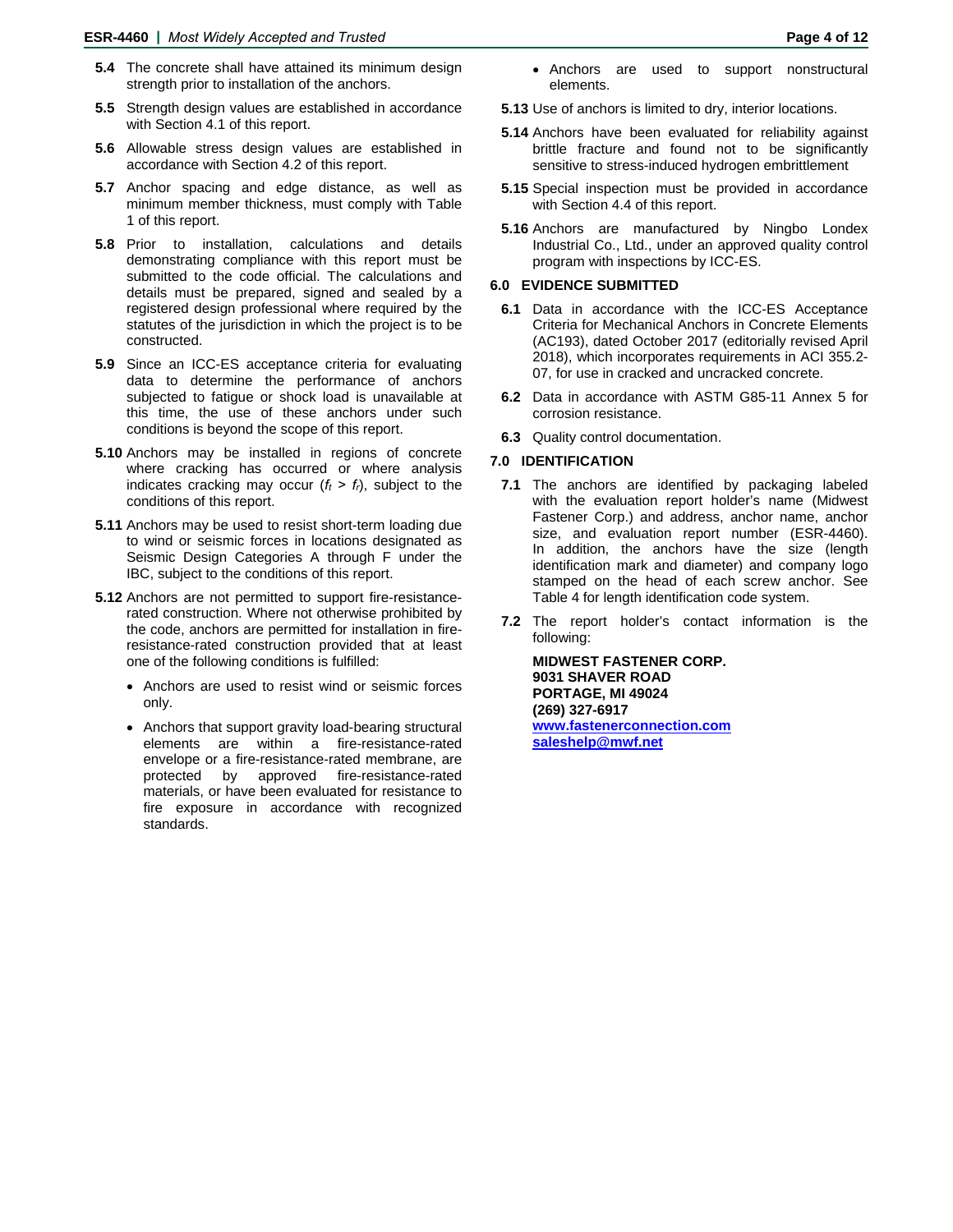**5.4** The concrete shall have attained its minimum design strength prior to installation of the anchors.

**5.5** Strength design values are established in accordance with Section 4.1 of this report.

**5.6** Allowable stress design values are established in accordance with Section 4.2 of this report.

**5.7** Anchor spacing and edge distance, as well as minimum member thickness, must comply with Table 1 of this report.

**5.8** Prior to installation, calculations and details demonstrating compliance with this report must be submitted to the code official. The calculations and details must be prepared, signed and sealed by a registered design professional where required by the statutes of the jurisdiction in which the project is to be constructed.

**5.9** Since an ICC-ES acceptance criteria for evaluating data to determine the performance of anchors subjected to fatigue or shock load is unavailable at this time, the use of these anchors under such conditions is beyond the scope of this report.

**5.10** Anchors may be installed in regions of concrete where cracking has occurred or where analysis indicates cracking may occur ($f_t > f_r$), subject to the conditions of this report.

**5.11** Anchors may be used to resist short-term loading due to wind or seismic forces in locations designated as Seismic Design Categories A through F under the IBC, subject to the conditions of this report.

**5.12** Anchors are not permitted to support fire-resistance-rated construction. Where not otherwise prohibited by the code, anchors are permitted for installation in fire-resistance-rated construction provided that at least one of the following conditions is fulfilled:

- Anchors are used to resist wind or seismic forces only.
- Anchors that support gravity load-bearing structural elements are within a fire-resistance-rated envelope or a fire-resistance-rated membrane, are protected by approved fire-resistance-rated materials, or have been evaluated for resistance to fire exposure in accordance with recognized standards.
- Anchors are used to support nonstructural elements.

**5.13** Use of anchors is limited to dry, interior locations.

**5.14** Anchors have been evaluated for reliability against brittle fracture and found not to be significantly sensitive to stress-induced hydrogen embrittlement

**5.15** Special inspection must be provided in accordance with Section 4.4 of this report.

**5.16** Anchors are manufactured by Ningbo Londex Industrial Co., Ltd., under an approved quality control program with inspections by ICC-ES.

## 6.0 EVIDENCE SUBMITTED

**6.1** Data in accordance with the ICC-ES Acceptance Criteria for Mechanical Anchors in Concrete Elements (AC193), dated October 2017 (editorially revised April 2018), which incorporates requirements in ACI 355.2-07, for use in cracked and uncracked concrete.

**6.2** Data in accordance with ASTM G85-11 Annex 5 for corrosion resistance.

**6.3** Quality control documentation.

## 7.0 IDENTIFICATION

**7.1** The anchors are identified by packaging labeled with the evaluation report holder's name (Midwest Fastener Corp.) and address, anchor name, anchor size, and evaluation report number (ESR-4460). In addition, the anchors have the size (length identification mark and diameter) and company logo stamped on the head of each screw anchor. See Table 4 for length identification code system.

**7.2** The report holder's contact information is the following:

**MIDWEST FASTENER CORP.**
**9031 SHAVER ROAD**
**PORTAGE, MI 49024**
**(269) 327-6917**
**www.fastenerconnection.com**
**saleshelp@mwf.net**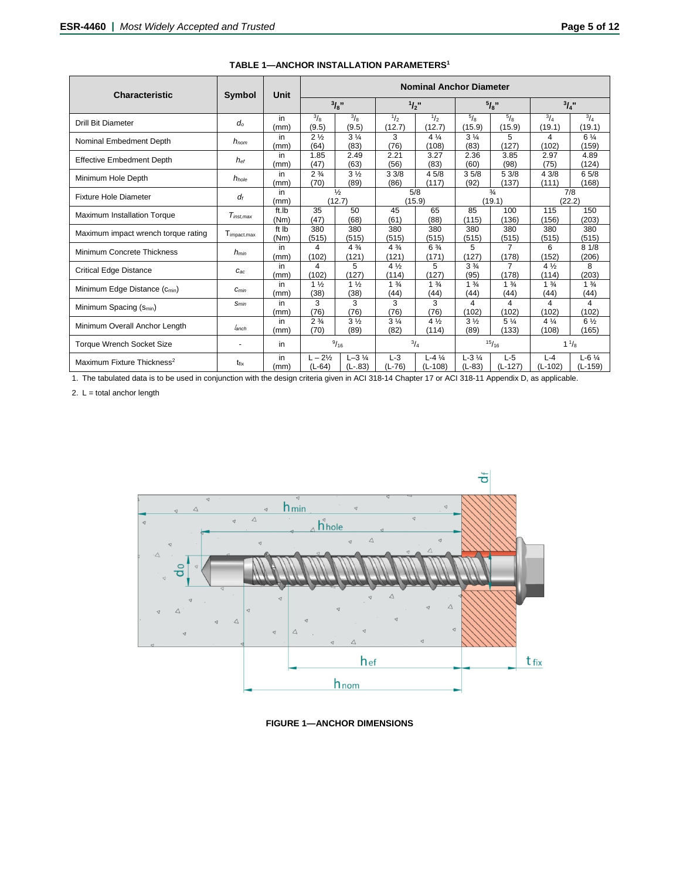**TABLE 1—ANCHOR INSTALLATION PARAMETERS**[1]

| Characteristic | Symbol | Unit | Nominal Anchor Diameter | | | | | | | |
|---|---|---|---|---|---|---|---|---|---|---|
| | | | 3/8" | | 1/2" | | 5/8" | | 3/4" | |
| Drill Bit Diameter | $d_o$ | in (mm) | 3/8 (9.5) | 3/8 (9.5) | 1/2 (12.7) | 1/2 (12.7) | 5/8 (15.9) | 5/8 (15.9) | 3/4 (19.1) | 3/4 (19.1) |
| Nominal Embedment Depth | $h_{nom}$ | in (mm) | 2 ½ (64) | 3 ¼ (83) | 3 (76) | 4 ¼ (108) | 3 ¼ (83) | 5 (127) | 4 (102) | 6 ¼ (159) |
| Effective Embedment Depth | $h_{ef}$ | in (mm) | 1.85 (47) | 2.49 (63) | 2.21 (56) | 3.27 (83) | 2.36 (60) | 3.85 (98) | 2.97 (75) | 4.89 (124) |
| Minimum Hole Depth | $h_{hole}$ | in (mm) | 2 ¾ (70) | 3 ½ (89) | 3 3/8 (86) | 4 5/8 (117) | 3 5/8 (92) | 5 3/8 (137) | 4 3/8 (111) | 6 5/8 (168) |
| Fixture Hole Diameter | $d_f$ | in (mm) | ½ (12.7) | | 5/8 (15.9) | | ¾ (19.1) | | 7/8 (22.2) | |
| Maximum Installation Torque | $T_{inst,max}$ | ft.lb (Nm) | 35 (47) | 50 (68) | 45 (61) | 65 (88) | 85 (115) | 100 (136) | 115 (156) | 150 (203) |
| Maximum impact wrench torque rating | $T_{impact.max}$ | ft lb (Nm) | 380 (515) | 380 (515) | 380 (515) | 380 (515) | 380 (515) | 380 (515) | 380 (515) | 380 (515) |
| Minimum Concrete Thickness | $h_{min}$ | in (mm) | 4 (102) | 4 ¾ (121) | 4 ¾ (121) | 6 ¾ (171) | 5 (127) | 7 (178) | 6 (152) | 8 1/8 (206) |
| Critical Edge Distance | $c_{ac}$ | in (mm) | 4 (102) | 5 (127) | 4 ½ (114) | 5 (127) | 3 ¾ (95) | 7 (178) | 4 ½ (114) | 8 (203) |
| Minimum Edge Distance ($c_{min}$) | $c_{min}$ | in (mm) | 1 ½ (38) | 1 ½ (38) | 1 ¾ (44) | 1 ¾ (44) | 1 ¾ (44) | 1 ¾ (44) | 1 ¾ (44) | 1 ¾ (44) |
| Minimum Spacing ($s_{min}$) | $s_{min}$ | in (mm) | 3 (76) | 3 (76) | 3 (76) | 3 (76) | 4 (102) | 4 (102) | 4 (102) | 4 (102) |
| Minimum Overall Anchor Length | $l_{anch}$ | in (mm) | 2 ¾ (70) | 3 ½ (89) | 3 ¼ (82) | 4 ½ (114) | 3 ½ (89) | 5 ¼ (133) | 4 ¼ (108) | 6 ½ (165) |
| Torque Wrench Socket Size | - | in | 9/16 | | 3/4 | | 15/16 | | 1 1/8 | |
| Maximum Fixture Thickness[2] | $t_{fix}$ | in (mm) | L – 2½ (L-64) | L–3 ¼ (L-.83) | L-3 (L-76) | L-4 ¼ (L-108) | L-3 ¼ (L-83) | L-5 (L-127) | L-4 (L-102) | L-6 ¼ (L-159) |

1. The tabulated data is to be used in conjunction with the design criteria given in ACI 318-14 Chapter 17 or ACI 318-11 Appendix D, as applicable.

2. L = total anchor length

**FIGURE 1—ANCHOR DIMENSIONS**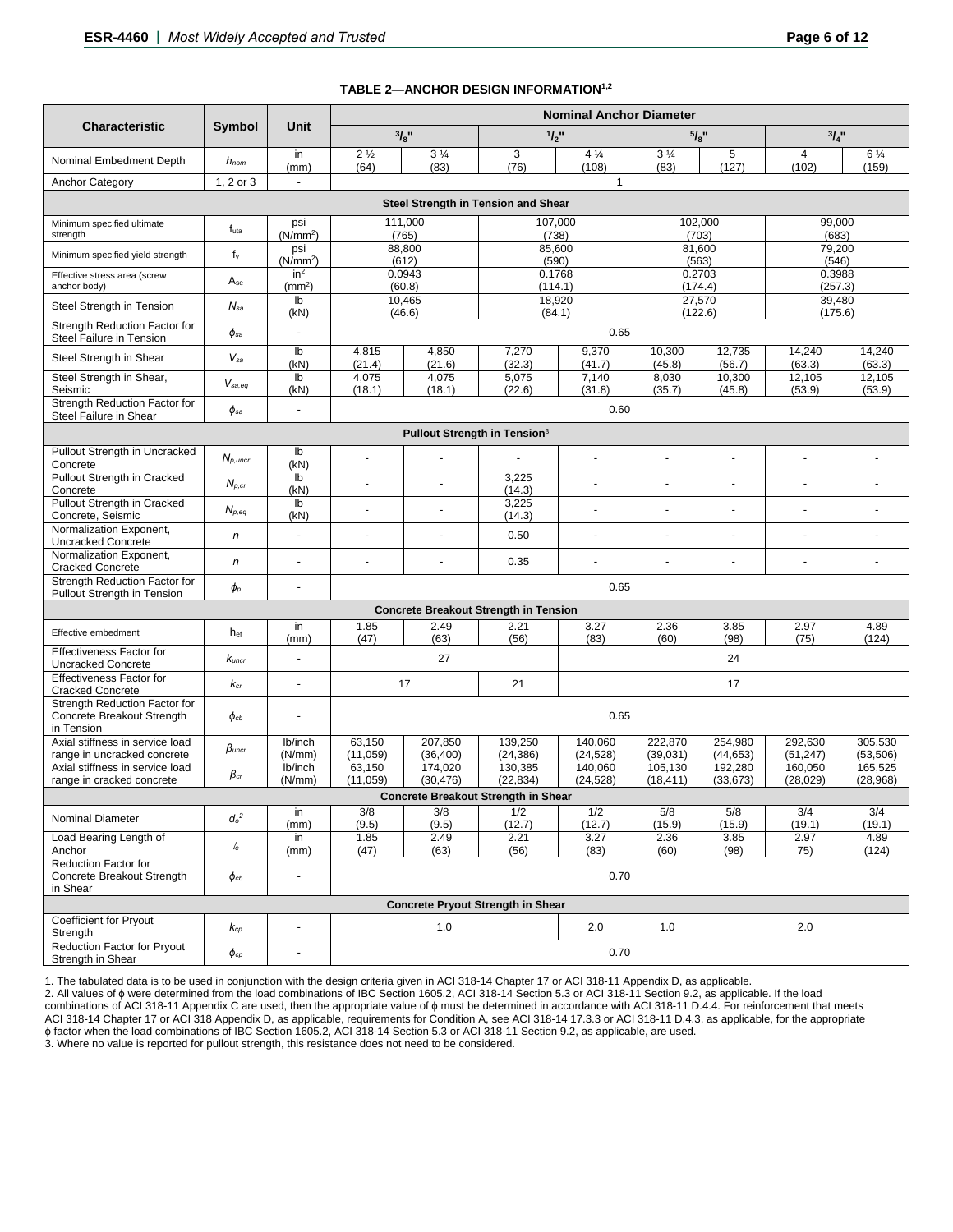**TABLE 2—ANCHOR DESIGN INFORMATION[1,2]**

| Characteristic | Symbol | Unit | Nominal Anchor Diameter | | | | | | | |
|---|---|---|---|---|---|---|---|---|---|---|
| | | | 3/8" | | 1/2" | | 5/8" | | 3/4" | |
| Nominal Embedment Depth | $h_{nom}$ | in (mm) | 2 ½ (64) | 3 ¼ (83) | 3 (76) | 4 ¼ (108) | 3 ¼ (83) | 5 (127) | 4 (102) | 6 ¼ (159) |
| Anchor Category | 1, 2 or 3 | - | 1 | | | | | | | |
| **Steel Strength in Tension and Shear** | | | | | | | | | | |
| Minimum specified ultimate strength | $f_{uta}$ | psi (N/mm²) | 111,000 (765) | | 107,000 (738) | | 102,000 (703) | | 99,000 (683) | |
| Minimum specified yield strength | $f_y$ | psi (N/mm²) | 88,800 (612) | | 85,600 (590) | | 81,600 (563) | | 79,200 (546) | |
| Effective stress area (screw anchor body) | $A_{se}$ | in² (mm²) | 0.0943 (60.8) | | 0.1768 (114.1) | | 0.2703 (174.4) | | 0.3988 (257.3) | |
| Steel Strength in Tension | $N_{sa}$ | lb (kN) | 10,465 (46.6) | | 18,920 (84.1) | | 27,570 (122.6) | | 39,480 (175.6) | |
| Strength Reduction Factor for Steel Failure in Tension | $\phi_{sa}$ | - | 0.65 | | | | | | | |
| Steel Strength in Shear | $V_{sa}$ | lb (kN) | 4,815 (21.4) | 4,850 (21.6) | 7,270 (32.3) | 9,370 (41.7) | 10,300 (45.8) | 12,735 (56.7) | 14,240 (63.3) | 14,240 (63.3) |
| Steel Strength in Shear, Seismic | $V_{sa,eq}$ | lb (kN) | 4,075 (18.1) | 4,075 (18.1) | 5,075 (22.6) | 7,140 (31.8) | 8,030 (35.7) | 10,300 (45.8) | 12,105 (53.9) | 12,105 (53.9) |
| Strength Reduction Factor for Steel Failure in Shear | $\phi_{sa}$ | - | 0.60 | | | | | | | |
| **Pullout Strength in Tension[3]** | | | | | | | | | | |
| Pullout Strength in Uncracked Concrete | $N_{p,uncr}$ | lb (kN) | - | - | - | - | - | - | - | - |
| Pullout Strength in Cracked Concrete | $N_{p,cr}$ | lb (kN) | - | - | 3,225 (14.3) | - | - | - | - | - |
| Pullout Strength in Cracked Concrete, Seismic | $N_{p,eq}$ | lb (kN) | - | - | 3,225 (14.3) | - | - | - | - | - |
| Normalization Exponent, Uncracked Concrete | $n$ | - | - | - | 0.50 | - | - | - | - | - |
| Normalization Exponent, Cracked Concrete | $n$ | - | - | - | 0.35 | - | - | - | - | - |
| Strength Reduction Factor for Pullout Strength in Tension | $\phi_p$ | - | 0.65 | | | | | | | |
| **Concrete Breakout Strength in Tension** | | | | | | | | | | |
| Effective embedment | $h_{ef}$ | in (mm) | 1.85 (47) | 2.49 (63) | 2.21 (56) | 3.27 (83) | 2.36 (60) | 3.85 (98) | 2.97 (75) | 4.89 (124) |
| Effectiveness Factor for Uncracked Concrete | $k_{uncr}$ | - | 27 | | | 24 | | | | |
| Effectiveness Factor for Cracked Concrete | $k_{cr}$ | - | 17 | | 21 | 17 | | | | |
| Strength Reduction Factor for Concrete Breakout Strength in Tension | $\phi_{cb}$ | - | 0.65 | | | | | | | |
| Axial stiffness in service load range in uncracked concrete | $\beta_{uncr}$ | lb/inch (N/mm) | 63,150 (11,059) | 207,850 (36,400) | 139,250 (24,386) | 140,060 (24,528) | 222,870 (39,031) | 254,980 (44,653) | 292,630 (51,247) | 305,530 (53,506) |
| Axial stiffness in service load range in cracked concrete | $\beta_{cr}$ | lb/inch (N/mm) | 63,150 (11,059) | 174,020 (30,476) | 130,385 (22,834) | 140,060 (24,528) | 105,130 (18,411) | 192,280 (33,673) | 160,050 (28,029) | 165,525 (28,968) |
| **Concrete Breakout Strength in Shear** | | | | | | | | | | |
| Nominal Diameter | $d_o$[2] | in (mm) | 3/8 (9.5) | 3/8 (9.5) | 1/2 (12.7) | 1/2 (12.7) | 5/8 (15.9) | 5/8 (15.9) | 3/4 (19.1) | 3/4 (19.1) |
| Load Bearing Length of Anchor | $l_e$ | in (mm) | 1.85 (47) | 2.49 (63) | 2.21 (56) | 3.27 (83) | 2.36 (60) | 3.85 (98) | 2.97 75) | 4.89 (124) |
| Reduction Factor for Concrete Breakout Strength in Shear | $\phi_{cb}$ | - | 0.70 | | | | | | | |
| **Concrete Pryout Strength in Shear** | | | | | | | | | | |
| Coefficient for Pryout Strength | $k_{cp}$ | - | 1.0 | | | 2.0 | 1.0 | 2.0 | | |
| Reduction Factor for Pryout Strength in Shear | $\phi_{cp}$ | - | 0.70 | | | | | | | |

1. The tabulated data is to be used in conjunction with the design criteria given in ACI 318-14 Chapter 17 or ACI 318-11 Appendix D, as applicable.
2. All values of ϕ were determined from the load combinations of IBC Section 1605.2, ACI 318-14 Section 5.3 or ACI 318-11 Section 9.2, as applicable. If the load combinations of ACI 318-11 Appendix C are used, then the appropriate value of ϕ must be determined in accordance with ACI 318-11 D.4.4. For reinforcement that meets ACI 318-14 Chapter 17 or ACI 318 Appendix D, as applicable, requirements for Condition A, see ACI 318-14 17.3.3 or ACI 318-11 D.4.3, as applicable, for the appropriate ϕ factor when the load combinations of IBC Section 1605.2, ACI 318-14 Section 5.3 or ACI 318-11 Section 9.2, as applicable, are used.
3. Where no value is reported for pullout strength, this resistance does not need to be considered.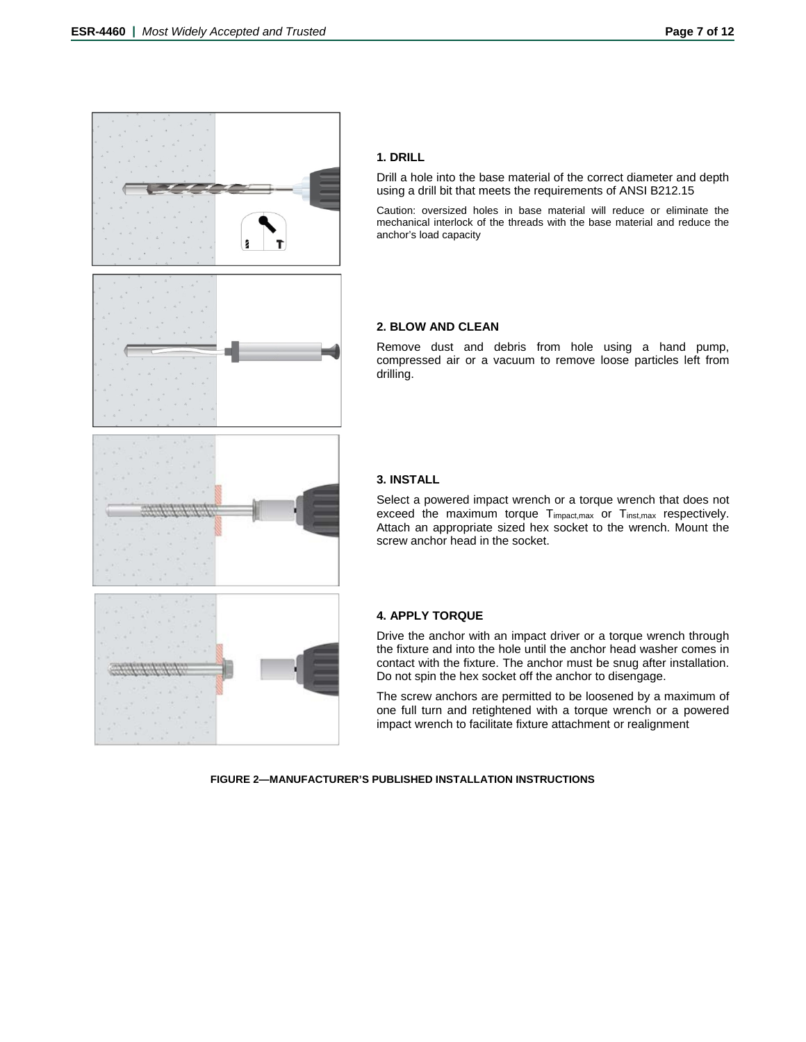### 1. DRILL

Drill a hole into the base material of the correct diameter and depth using a drill bit that meets the requirements of ANSI B212.15

Caution: oversized holes in base material will reduce or eliminate the mechanical interlock of the threads with the base material and reduce the anchor's load capacity

### 2. BLOW AND CLEAN

Remove dust and debris from hole using a hand pump, compressed air or a vacuum to remove loose particles left from drilling.

### 3. INSTALL

Select a powered impact wrench or a torque wrench that does not exceed the maximum torque $T_{impact,max}$ or $T_{inst,max}$ respectively. Attach an appropriate sized hex socket to the wrench. Mount the screw anchor head in the socket.

### 4. APPLY TORQUE

Drive the anchor with an impact driver or a torque wrench through the fixture and into the hole until the anchor head washer comes in contact with the fixture. The anchor must be snug after installation. Do not spin the hex socket off the anchor to disengage.

The screw anchors are permitted to be loosened by a maximum of one full turn and retightened with a torque wrench or a powered impact wrench to facilitate fixture attachment or realignment

**FIGURE 2—MANUFACTURER'S PUBLISHED INSTALLATION INSTRUCTIONS**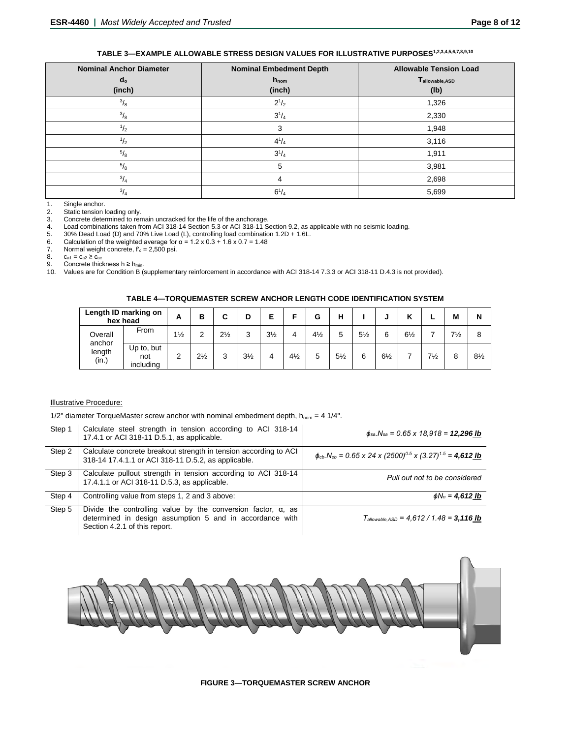### TABLE 3—EXAMPLE ALLOWABLE STRESS DESIGN VALUES FOR ILLUSTRATIVE PURPOSES[1,2,3,4,5,6,7,8,9,10]

| Nominal Anchor Diameter $d_o$ (inch) | Nominal Embedment Depth $h_{nom}$ (inch) | Allowable Tension Load $T_{allowable,ASD}$ (lb) |
|---|---|---|
| $^3/_8$ | $2^1/_2$ | 1,326 |
| $^3/_8$ | $3^1/_4$ | 2,330 |
| $^1/_2$ | 3 | 1,948 |
| $^1/_2$ | $4^1/_4$ | 3,116 |
| $^5/_8$ | $3^1/_4$ | 1,911 |
| $^5/_8$ | 5 | 3,981 |
| $^3/_4$ | 4 | 2,698 |
| $^3/_4$ | $6^1/_4$ | 5,699 |

1. Single anchor.
2. Static tension loading only.
3. Concrete determined to remain uncracked for the life of the anchorage.
4. Load combinations taken from ACI 318-14 Section 5.3 or ACI 318-11 Section 9.2, as applicable with no seismic loading.
5. 30% Dead Load (D) and 70% Live Load (L), controlling load combination 1.2D + 1.6L.
6. Calculation of the weighted average for $\alpha = 1.2 \times 0.3 + 1.6 \times 0.7 = 1.48$
7. Normal weight concrete, $f'_c$ = 2,500 psi.
8. $c_{a1} = c_{a2} \geq c_{ac}$
9. Concrete thickness $h \geq h_{min}$.
10. Values are for Condition B (supplementary reinforcement in accordance with ACI 318-14 7.3.3 or ACI 318-11 D.4.3 is not provided).

### TABLE 4—TORQUEMASTER SCREW ANCHOR LENGTH CODE IDENTIFICATION SYSTEM

| Length ID marking on hex head | | A | B | C | D | E | F | G | H | I | J | K | L | M | N |
|---|---|---|---|---|---|---|---|---|---|---|---|---|---|---|---|
| Overall anchor length (in.) | From | 1½ | 2 | 2½ | 3 | 3½ | 4 | 4½ | 5 | 5½ | 6 | 6½ | 7 | 7½ | 8 |
| | Up to, but not including | 2 | 2½ | 3 | 3½ | 4 | 4½ | 5 | 5½ | 6 | 6½ | 7 | 7½ | 8 | 8½ |

Illustrative Procedure:

1/2" diameter TorqueMaster screw anchor with nominal embedment depth, $h_{nom}$ = 4 1/4".

| | | |
|---|---|---|
| Step 1 | Calculate steel strength in tension according to ACI 318-14 17.4.1 or ACI 318-11 D.5.1, as applicable. | $\phi_{sa}.N_{sa} = 0.65 \times 18{,}918 =$ ***12,296 lb*** |
| Step 2 | Calculate concrete breakout strength in tension according to ACI 318-14 17.4.1.1 or ACI 318-11 D.5.2, as applicable. | $\phi_{cb}.N_{cb} = 0.65 \times 24 \times (2500)^{0.5} \times (3.27)^{1.5} =$ ***4,612 lb*** |
| Step 3 | Calculate pullout strength in tension according to ACI 318-14 17.4.1.1 or ACI 318-11 D.5.3, as applicable. | *Pull out not to be considered* |
| Step 4 | Controlling value from steps 1, 2 and 3 above: | $\phi N_n =$ ***4,612 lb*** |
| Step 5 | Divide the controlling value by the conversion factor, α, as determined in design assumption 5 and in accordance with Section 4.2.1 of this report. | $T_{allowable,ASD} = 4{,}612 / 1.48 =$ ***3,116 lb*** |

**FIGURE 3—TORQUEMASTER SCREW ANCHOR**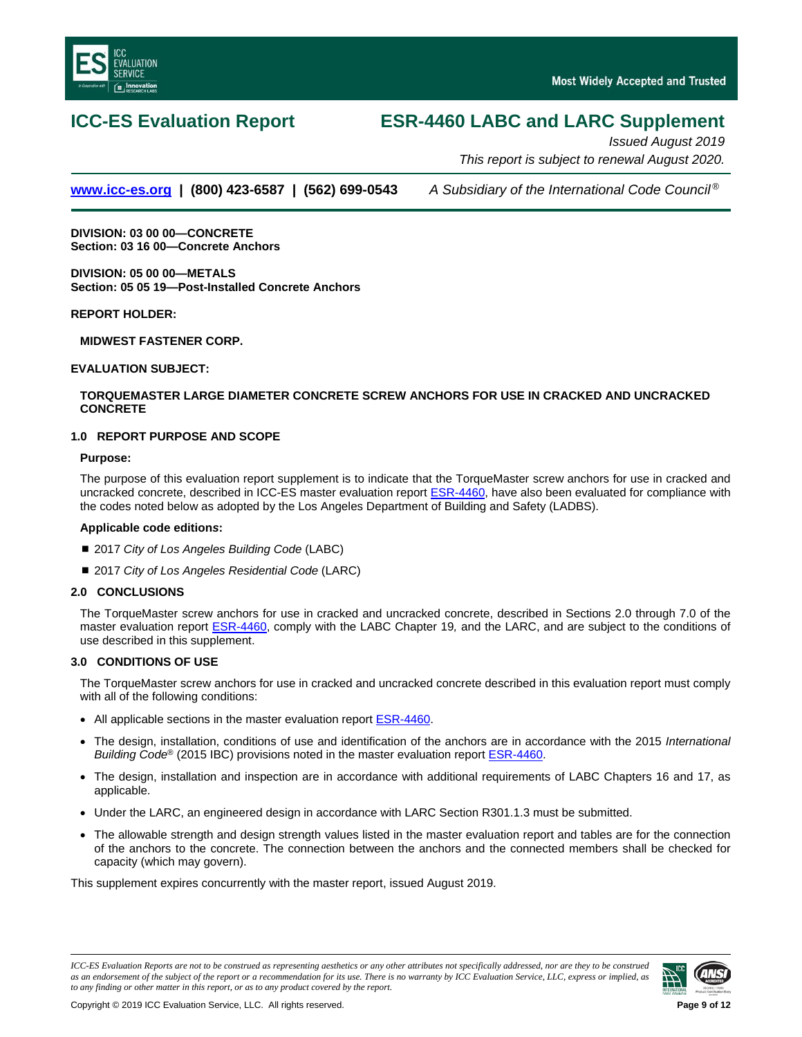# ICC-ES Evaluation Report

# ESR-4460 LABC and LARC Supplement

*Issued August 2019*

*This report is subject to renewal August 2020.*

**www.icc-es.org | (800) 423-6587 | (562) 699-0543** *A Subsidiary of the International Code Council®*

**DIVISION: 03 00 00—CONCRETE**
**Section: 03 16 00—Concrete Anchors**

**DIVISION: 05 00 00—METALS**
**Section: 05 05 19—Post-Installed Concrete Anchors**

**REPORT HOLDER:**

**MIDWEST FASTENER CORP.**

**EVALUATION SUBJECT:**

**TORQUEMASTER LARGE DIAMETER CONCRETE SCREW ANCHORS FOR USE IN CRACKED AND UNCRACKED CONCRETE**

## 1.0 REPORT PURPOSE AND SCOPE

**Purpose:**

The purpose of this evaluation report supplement is to indicate that the TorqueMaster screw anchors for use in cracked and uncracked concrete, described in ICC-ES master evaluation report ESR-4460, have also been evaluated for compliance with the codes noted below as adopted by the Los Angeles Department of Building and Safety (LADBS).

**Applicable code editions:**

- 2017 *City of Los Angeles Building Code* (LABC)
- 2017 *City of Los Angeles Residential Code* (LARC)

## 2.0 CONCLUSIONS

The TorqueMaster screw anchors for use in cracked and uncracked concrete, described in Sections 2.0 through 7.0 of the master evaluation report ESR-4460, comply with the LABC Chapter 19, and the LARC, and are subject to the conditions of use described in this supplement.

## 3.0 CONDITIONS OF USE

The TorqueMaster screw anchors for use in cracked and uncracked concrete described in this evaluation report must comply with all of the following conditions:

- All applicable sections in the master evaluation report ESR-4460.
- The design, installation, conditions of use and identification of the anchors are in accordance with the 2015 *International Building Code®* (2015 IBC) provisions noted in the master evaluation report ESR-4460.
- The design, installation and inspection are in accordance with additional requirements of LABC Chapters 16 and 17, as applicable.
- Under the LARC, an engineered design in accordance with LARC Section R301.1.3 must be submitted.
- The allowable strength and design strength values listed in the master evaluation report and tables are for the connection of the anchors to the concrete. The connection between the anchors and the connected members shall be checked for capacity (which may govern).

This supplement expires concurrently with the master report, issued August 2019.

*ICC-ES Evaluation Reports are not to be construed as representing aesthetics or any other attributes not specifically addressed, nor are they to be construed as an endorsement of the subject of the report or a recommendation for its use. There is no warranty by ICC Evaluation Service, LLC, express or implied, as to any finding or other matter in this report, or as to any product covered by the report.*

Copyright © 2019 ICC Evaluation Service, LLC. All rights reserved.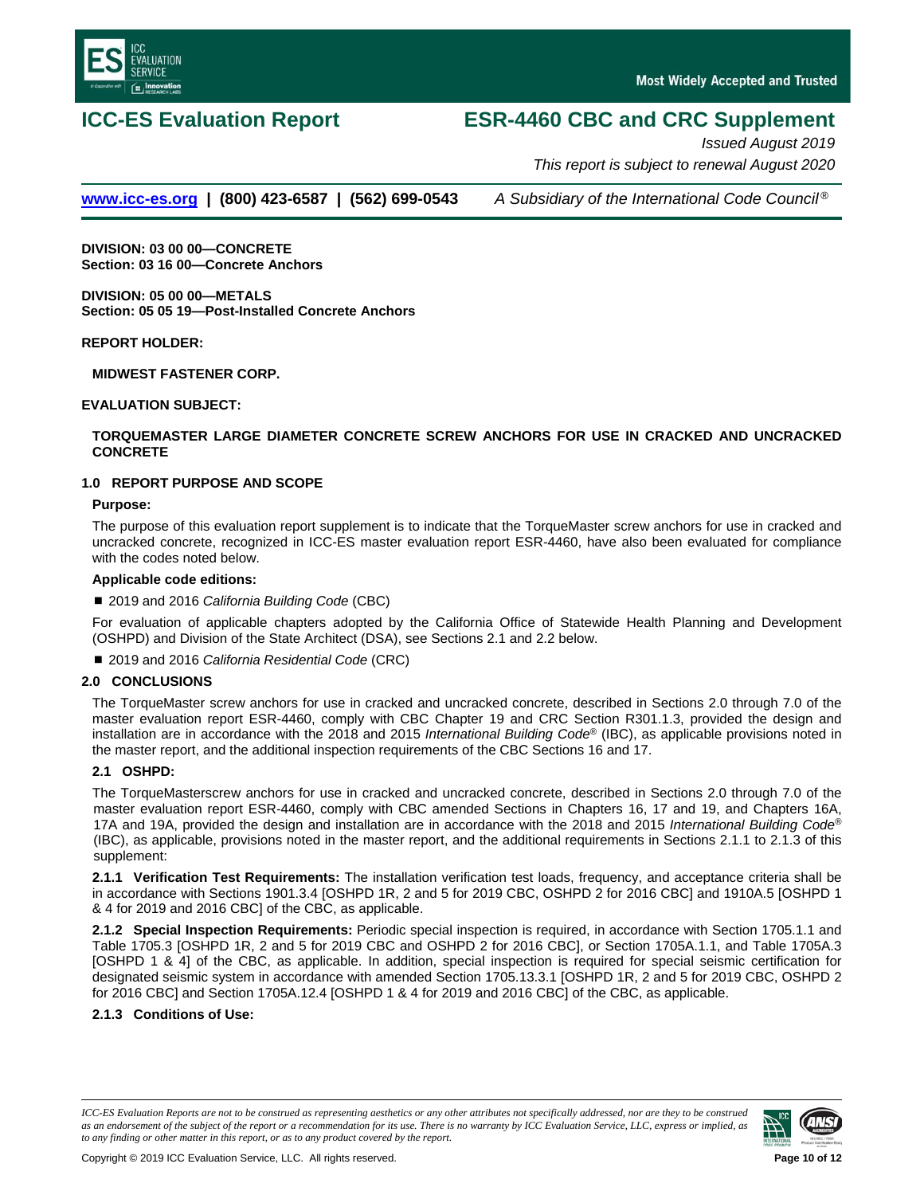# ICC-ES Evaluation Report

# ESR-4460 CBC and CRC Supplement

*Issued August 2019*

*This report is subject to renewal August 2020*

**www.icc-es.org | (800) 423-6587 | (562) 699-0543** *A Subsidiary of the International Code Council®*

**DIVISION: 03 00 00—CONCRETE**
**Section: 03 16 00—Concrete Anchors**

**DIVISION: 05 00 00—METALS**
**Section: 05 05 19—Post-Installed Concrete Anchors**

**REPORT HOLDER:**

**MIDWEST FASTENER CORP.**

**EVALUATION SUBJECT:**

**TORQUEMASTER LARGE DIAMETER CONCRETE SCREW ANCHORS FOR USE IN CRACKED AND UNCRACKED CONCRETE**

## 1.0 REPORT PURPOSE AND SCOPE

**Purpose:**

The purpose of this evaluation report supplement is to indicate that the TorqueMaster screw anchors for use in cracked and uncracked concrete, recognized in ICC-ES master evaluation report ESR-4460, have also been evaluated for compliance with the codes noted below.

**Applicable code editions:**

- 2019 and 2016 *California Building Code* (CBC)

For evaluation of applicable chapters adopted by the California Office of Statewide Health Planning and Development (OSHPD) and Division of the State Architect (DSA), see Sections 2.1 and 2.2 below.

- 2019 and 2016 *California Residential Code* (CRC)

## 2.0 CONCLUSIONS

The TorqueMaster screw anchors for use in cracked and uncracked concrete, described in Sections 2.0 through 7.0 of the master evaluation report ESR-4460, comply with CBC Chapter 19 and CRC Section R301.1.3, provided the design and installation are in accordance with the 2018 and 2015 *International Building Code®* (IBC), as applicable provisions noted in the master report, and the additional inspection requirements of the CBC Sections 16 and 17.

### 2.1 OSHPD:

The TorqueMasterscrew anchors for use in cracked and uncracked concrete, described in Sections 2.0 through 7.0 of the master evaluation report ESR-4460, comply with CBC amended Sections in Chapters 16, 17 and 19, and Chapters 16A, 17A and 19A, provided the design and installation are in accordance with the 2018 and 2015 *International Building Code®* (IBC), as applicable, provisions noted in the master report, and the additional requirements in Sections 2.1.1 to 2.1.3 of this supplement:

**2.1.1 Verification Test Requirements:** The installation verification test loads, frequency, and acceptance criteria shall be in accordance with Sections 1901.3.4 [OSHPD 1R, 2 and 5 for 2019 CBC, OSHPD 2 for 2016 CBC] and 1910A.5 [OSHPD 1 & 4 for 2019 and 2016 CBC] of the CBC, as applicable.

**2.1.2 Special Inspection Requirements:** Periodic special inspection is required, in accordance with Section 1705.1.1 and Table 1705.3 [OSHPD 1R, 2 and 5 for 2019 CBC and OSHPD 2 for 2016 CBC], or Section 1705A.1.1, and Table 1705A.3 [OSHPD 1 & 4] of the CBC, as applicable. In addition, special inspection is required for special seismic certification for designated seismic system in accordance with amended Section 1705.13.3.1 [OSHPD 1R, 2 and 5 for 2019 CBC, OSHPD 2 for 2016 CBC] and Section 1705A.12.4 [OSHPD 1 & 4 for 2019 and 2016 CBC] of the CBC, as applicable.

**2.1.3 Conditions of Use:**

*ICC-ES Evaluation Reports are not to be construed as representing aesthetics or any other attributes not specifically addressed, nor are they to be construed as an endorsement of the subject of the report or a recommendation for its use. There is no warranty by ICC Evaluation Service, LLC, express or implied, as to any finding or other matter in this report, or as to any product covered by the report.*

Copyright © 2019 ICC Evaluation Service, LLC. All rights reserved.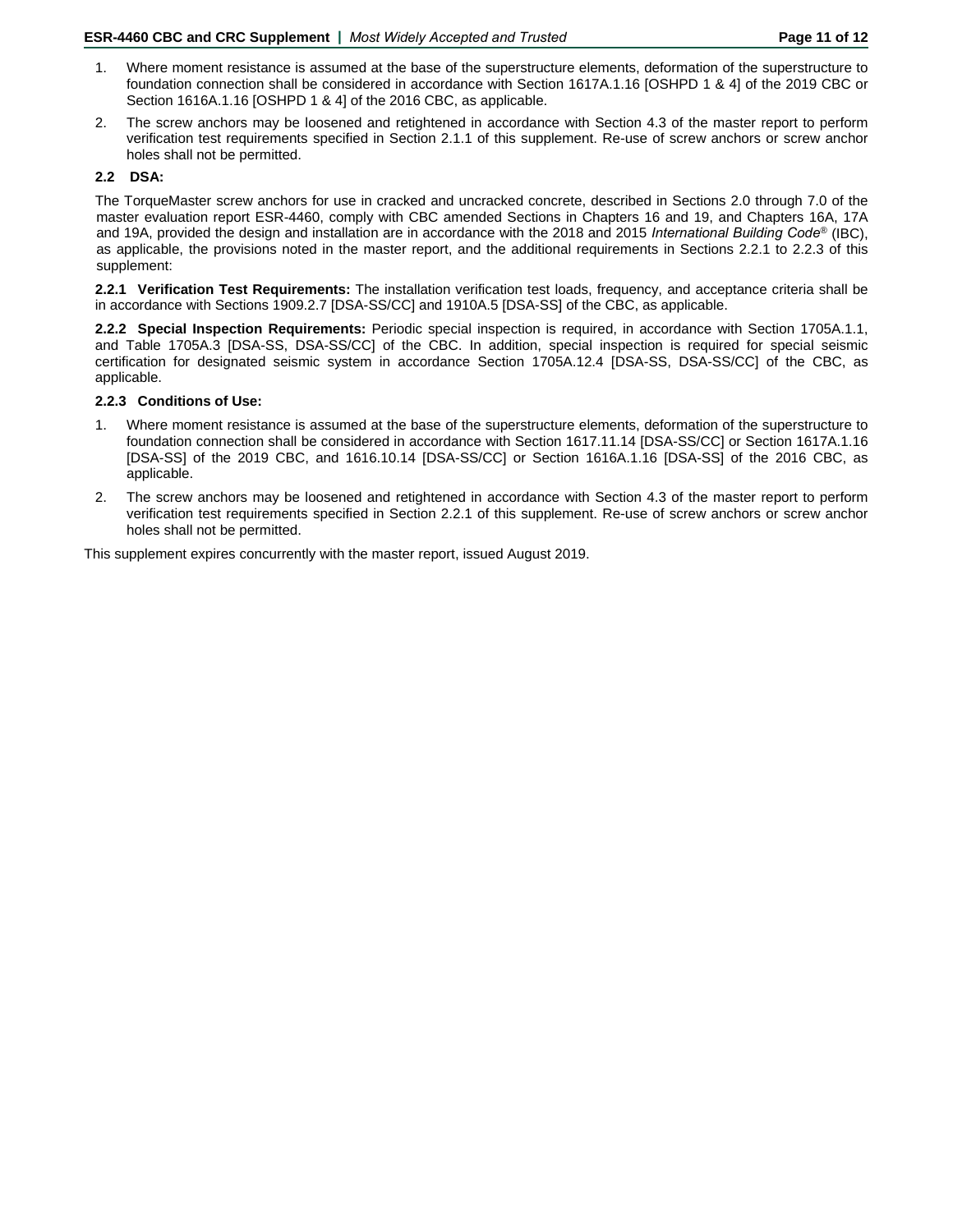1. Where moment resistance is assumed at the base of the superstructure elements, deformation of the superstructure to foundation connection shall be considered in accordance with Section 1617A.1.16 [OSHPD 1 & 4] of the 2019 CBC or Section 1616A.1.16 [OSHPD 1 & 4] of the 2016 CBC, as applicable.
2. The screw anchors may be loosened and retightened in accordance with Section 4.3 of the master report to perform verification test requirements specified in Section 2.1.1 of this supplement. Re-use of screw anchors or screw anchor holes shall not be permitted.

### 2.2 DSA:

The TorqueMaster screw anchors for use in cracked and uncracked concrete, described in Sections 2.0 through 7.0 of the master evaluation report ESR-4460, comply with CBC amended Sections in Chapters 16 and 19, and Chapters 16A, 17A and 19A, provided the design and installation are in accordance with the 2018 and 2015 *International Building Code*® (IBC), as applicable, the provisions noted in the master report, and the additional requirements in Sections 2.2.1 to 2.2.3 of this supplement:

**2.2.1 Verification Test Requirements:** The installation verification test loads, frequency, and acceptance criteria shall be in accordance with Sections 1909.2.7 [DSA-SS/CC] and 1910A.5 [DSA-SS] of the CBC, as applicable.

**2.2.2 Special Inspection Requirements:** Periodic special inspection is required, in accordance with Section 1705A.1.1, and Table 1705A.3 [DSA-SS, DSA-SS/CC] of the CBC. In addition, special inspection is required for special seismic certification for designated seismic system in accordance Section 1705A.12.4 [DSA-SS, DSA-SS/CC] of the CBC, as applicable.

**2.2.3 Conditions of Use:**

1. Where moment resistance is assumed at the base of the superstructure elements, deformation of the superstructure to foundation connection shall be considered in accordance with Section 1617.11.14 [DSA-SS/CC] or Section 1617A.1.16 [DSA-SS] of the 2019 CBC, and 1616.10.14 [DSA-SS/CC] or Section 1616A.1.16 [DSA-SS] of the 2016 CBC, as applicable.
2. The screw anchors may be loosened and retightened in accordance with Section 4.3 of the master report to perform verification test requirements specified in Section 2.2.1 of this supplement. Re-use of screw anchors or screw anchor holes shall not be permitted.

This supplement expires concurrently with the master report, issued August 2019.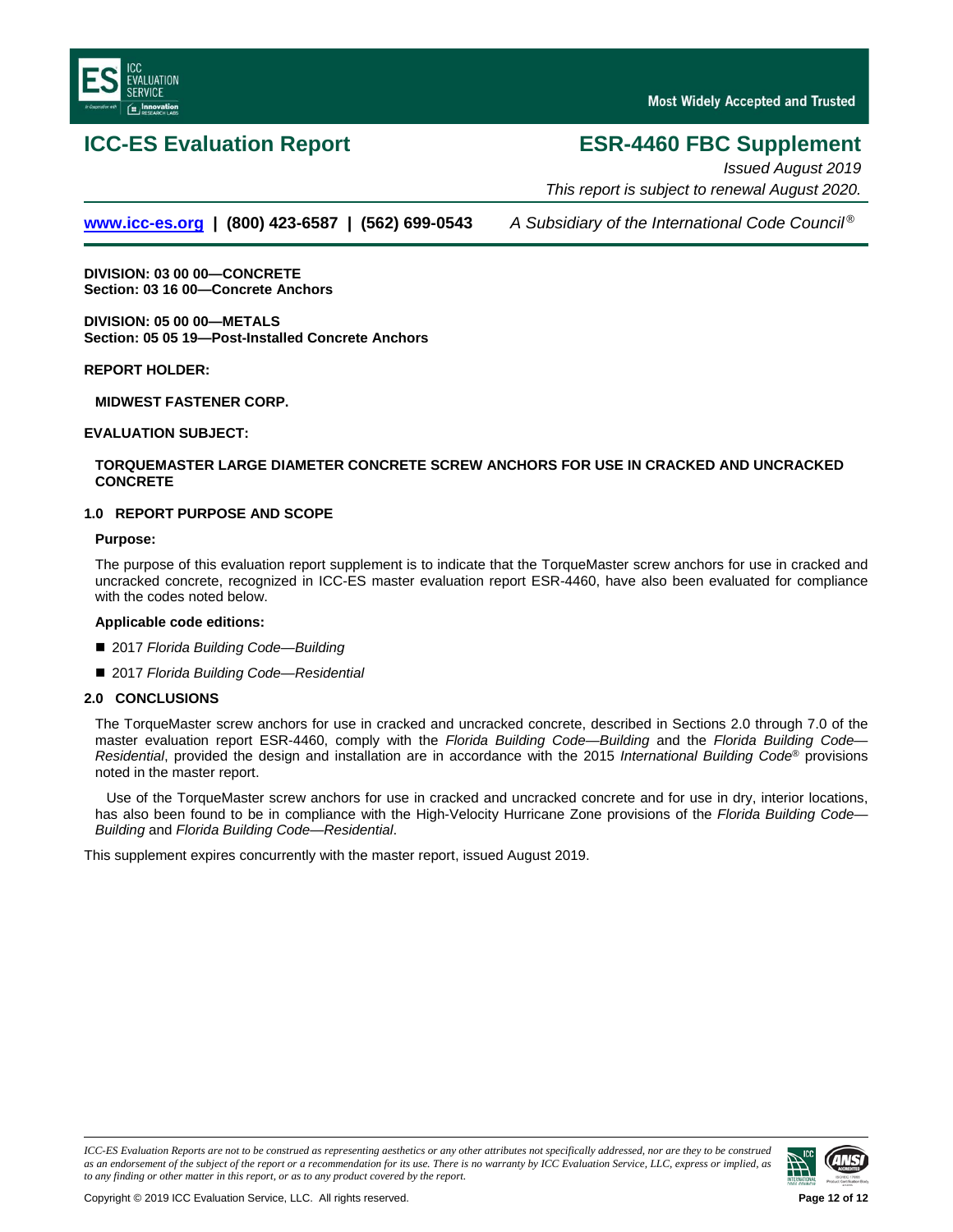# ICC-ES Evaluation Report

# ESR-4460 FBC Supplement

*Issued August 2019*

*This report is subject to renewal August 2020.*

www.icc-es.org | (800) 423-6587 | (562) 699-0543 *A Subsidiary of the International Code Council®*

**DIVISION: 03 00 00—CONCRETE**
**Section: 03 16 00—Concrete Anchors**

**DIVISION: 05 00 00—METALS**
**Section: 05 05 19—Post-Installed Concrete Anchors**

**REPORT HOLDER:**

**MIDWEST FASTENER CORP.**

**EVALUATION SUBJECT:**

**TORQUEMASTER LARGE DIAMETER CONCRETE SCREW ANCHORS FOR USE IN CRACKED AND UNCRACKED CONCRETE**

## 1.0 REPORT PURPOSE AND SCOPE

**Purpose:**

The purpose of this evaluation report supplement is to indicate that the TorqueMaster screw anchors for use in cracked and uncracked concrete, recognized in ICC-ES master evaluation report ESR-4460, have also been evaluated for compliance with the codes noted below.

**Applicable code editions:**

- 2017 *Florida Building Code—Building*
- 2017 *Florida Building Code—Residential*

## 2.0 CONCLUSIONS

The TorqueMaster screw anchors for use in cracked and uncracked concrete, described in Sections 2.0 through 7.0 of the master evaluation report ESR-4460, comply with the *Florida Building Code—Building* and the *Florida Building Code—Residential*, provided the design and installation are in accordance with the 2015 *International Building Code®* provisions noted in the master report.

Use of the TorqueMaster screw anchors for use in cracked and uncracked concrete and for use in dry, interior locations, has also been found to be in compliance with the High-Velocity Hurricane Zone provisions of the *Florida Building Code—Building* and *Florida Building Code—Residential*.

This supplement expires concurrently with the master report, issued August 2019.

*ICC-ES Evaluation Reports are not to be construed as representing aesthetics or any other attributes not specifically addressed, nor are they to be construed as an endorsement of the subject of the report or a recommendation for its use. There is no warranty by ICC Evaluation Service, LLC, express or implied, as to any finding or other matter in this report, or as to any product covered by the report.*

Copyright © 2019 ICC Evaluation Service, LLC. All rights reserved.